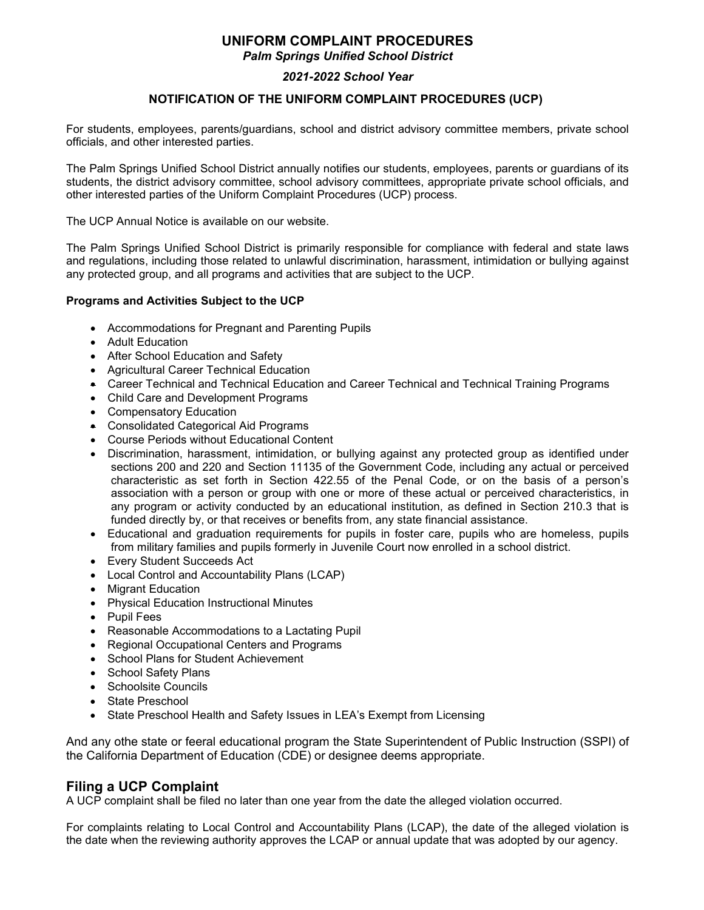# UNIFORM COMPLAINT PROCEDURES

***Palm Springs Unified School District***

***2021-2022 School Year***

**NOTIFICATION OF THE UNIFORM COMPLAINT PROCEDURES (UCP)**

For students, employees, parents/guardians, school and district advisory committee members, private school officials, and other interested parties.

The Palm Springs Unified School District annually notifies our students, employees, parents or guardians of its students, the district advisory committee, school advisory committees, appropriate private school officials, and other interested parties of the Uniform Complaint Procedures (UCP) process.

The UCP Annual Notice is available on our website.

The Palm Springs Unified School District is primarily responsible for compliance with federal and state laws and regulations, including those related to unlawful discrimination, harassment, intimidation or bullying against any protected group, and all programs and activities that are subject to the UCP.

**Programs and Activities Subject to the UCP**

- Accommodations for Pregnant and Parenting Pupils
- Adult Education
- After School Education and Safety
- Agricultural Career Technical Education
- Career Technical and Technical Education and Career Technical and Technical Training Programs
- Child Care and Development Programs
- Compensatory Education
- Consolidated Categorical Aid Programs
- Course Periods without Educational Content
- Discrimination, harassment, intimidation, or bullying against any protected group as identified under sections 200 and 220 and Section 11135 of the Government Code, including any actual or perceived characteristic as set forth in Section 422.55 of the Penal Code, or on the basis of a person's association with a person or group with one or more of these actual or perceived characteristics, in any program or activity conducted by an educational institution, as defined in Section 210.3 that is funded directly by, or that receives or benefits from, any state financial assistance.
- Educational and graduation requirements for pupils in foster care, pupils who are homeless, pupils from military families and pupils formerly in Juvenile Court now enrolled in a school district.
- Every Student Succeeds Act
- Local Control and Accountability Plans (LCAP)
- Migrant Education
- Physical Education Instructional Minutes
- Pupil Fees
- Reasonable Accommodations to a Lactating Pupil
- Regional Occupational Centers and Programs
- School Plans for Student Achievement
- School Safety Plans
- Schoolsite Councils
- State Preschool
- State Preschool Health and Safety Issues in LEA's Exempt from Licensing

And any othe state or feeral educational program the State Superintendent of Public Instruction (SSPI) of the California Department of Education (CDE) or designee deems appropriate.

## Filing a UCP Complaint

A UCP complaint shall be filed no later than one year from the date the alleged violation occurred.

For complaints relating to Local Control and Accountability Plans (LCAP), the date of the alleged violation is the date when the reviewing authority approves the LCAP or annual update that was adopted by our agency.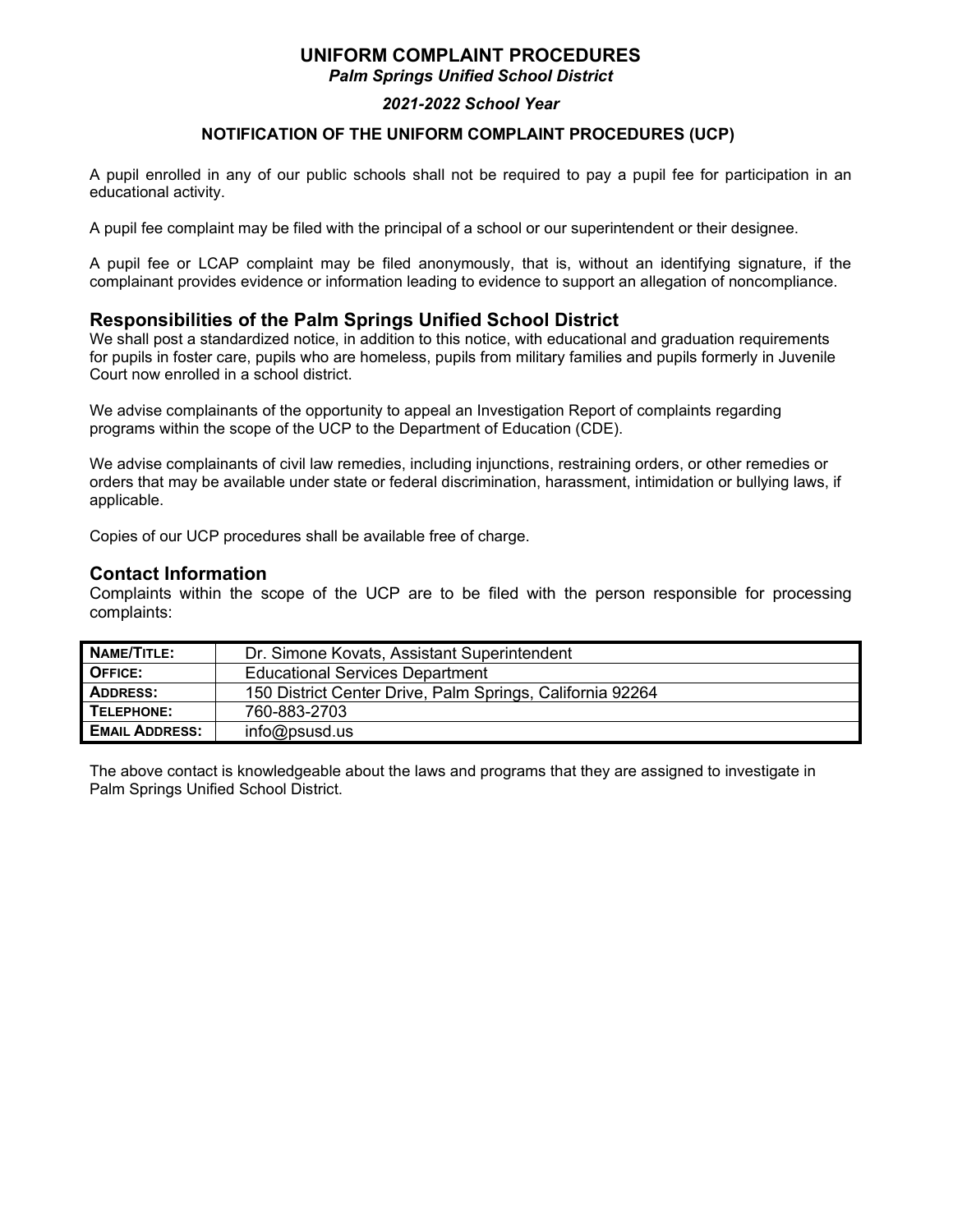# UNIFORM COMPLAINT PROCEDURES

***Palm Springs Unified School District***

***2021-2022 School Year***

**NOTIFICATION OF THE UNIFORM COMPLAINT PROCEDURES (UCP)**

A pupil enrolled in any of our public schools shall not be required to pay a pupil fee for participation in an educational activity.

A pupil fee complaint may be filed with the principal of a school or our superintendent or their designee.

A pupil fee or LCAP complaint may be filed anonymously, that is, without an identifying signature, if the complainant provides evidence or information leading to evidence to support an allegation of noncompliance.

## Responsibilities of the Palm Springs Unified School District

We shall post a standardized notice, in addition to this notice, with educational and graduation requirements for pupils in foster care, pupils who are homeless, pupils from military families and pupils formerly in Juvenile Court now enrolled in a school district.

We advise complainants of the opportunity to appeal an Investigation Report of complaints regarding programs within the scope of the UCP to the Department of Education (CDE).

We advise complainants of civil law remedies, including injunctions, restraining orders, or other remedies or orders that may be available under state or federal discrimination, harassment, intimidation or bullying laws, if applicable.

Copies of our UCP procedures shall be available free of charge.

## Contact Information

Complaints within the scope of the UCP are to be filed with the person responsible for processing complaints:

| | |
|---|---|
| **NAME/TITLE:** | Dr. Simone Kovats, Assistant Superintendent |
| **OFFICE:** | Educational Services Department |
| **ADDRESS:** | 150 District Center Drive, Palm Springs, California 92264 |
| **TELEPHONE:** | 760-883-2703 |
| **EMAIL ADDRESS:** | info@psusd.us |

The above contact is knowledgeable about the laws and programs that they are assigned to investigate in Palm Springs Unified School District.